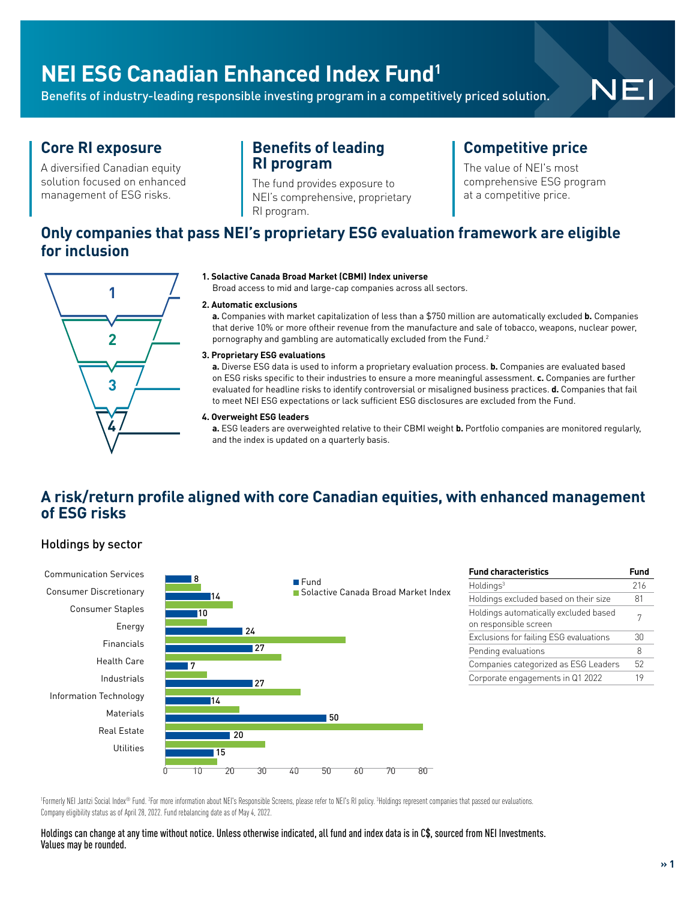# NEI ESG Canadian Enhanced Index Fund[1]

Benefits of industry-leading responsible investing program in a competitively priced solution.

### Core RI exposure

A diversified Canadian equity solution focused on enhanced management of ESG risks.

### Benefits of leading RI program

The fund provides exposure to NEI's comprehensive, proprietary RI program.

### Competitive price

The value of NEI's most comprehensive ESG program at a competitive price.

## Only companies that pass NEI's proprietary ESG evaluation framework are eligible for inclusion

**1. Solactive Canada Broad Market (CBMI) Index universe**
Broad access to mid and large-cap companies across all sectors.

**2. Automatic exclusions**
**a.** Companies with market capitalization of less than a $750 million are automatically excluded **b.** Companies that derive 10% or more oftheir revenue from the manufacture and sale of tobacco, weapons, nuclear power, pornography and gambling are automatically excluded from the Fund.[2]

**3. Proprietary ESG evaluations**
**a.** Diverse ESG data is used to inform a proprietary evaluation process. **b.** Companies are evaluated based on ESG risks specific to their industries to ensure a more meaningful assessment. **c.** Companies are further evaluated for headline risks to identify controversial or misaligned business practices. **d.** Companies that fail to meet NEI ESG expectations or lack sufficient ESG disclosures are excluded from the Fund.

**4. Overweight ESG leaders**
**a.** ESG leaders are overweighted relative to their CBMI weight **b.** Portfolio companies are monitored regularly, and the index is updated on a quarterly basis.

## A risk/return profile aligned with core Canadian equities, with enhanced management of ESG risks

### Holdings by sector

| Sector | Fund |
|---|---|
| Communication Services | 8 |
| Consumer Discretionary | 14 |
| Consumer Staples | 10 |
| Energy | 24 |
| Financials | 27 |
| Health Care | 7 |
| Industrials | 27 |
| Information Technology | 14 |
| Materials | 50 |
| Real Estate | 20 |
| Utilities | 15 |

Legend: Fund; Solactive Canada Broad Market Index

| Fund characteristics | Fund |
|---|---|
| Holdings[3] | 216 |
| Holdings excluded based on their size | 81 |
| Holdings automatically excluded based on responsible screen | 7 |
| Exclusions for failing ESG evaluations | 30 |
| Pending evaluations | 8 |
| Companies categorized as ESG Leaders | 52 |
| Corporate engagements in Q1 2022 | 19 |

[1]Formerly NEI Jantzi Social Index® Fund. [2]For more information about NEI's Responsible Screens, please refer to NEI's RI policy. [3]Holdings represent companies that passed our evaluations. Company eligibility status as of April 28, 2022. Fund rebalancing date as of May 4, 2022.

Holdings can change at any time without notice. Unless otherwise indicated, all fund and index data is in C$, sourced from NEI Investments. Values may be rounded.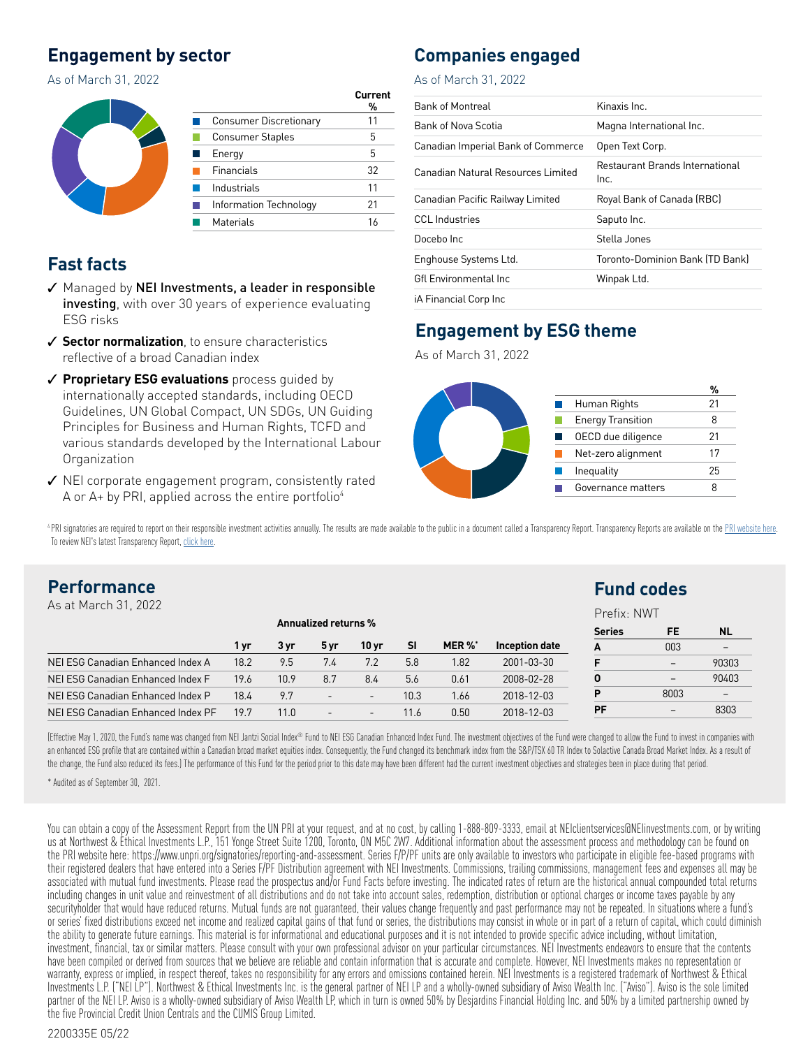## Engagement by sector

As of March 31, 2022

| | Current % |
|---|---|
| Consumer Discretionary | 11 |
| Consumer Staples | 5 |
| Energy | 5 |
| Financials | 32 |
| Industrials | 11 |
| Information Technology | 21 |
| Materials | 16 |

## Fast facts

- ✓ Managed by **NEI Investments, a leader in responsible investing**, with over 30 years of experience evaluating ESG risks
- ✓ **Sector normalization**, to ensure characteristics reflective of a broad Canadian index
- ✓ **Proprietary ESG evaluations** process guided by internationally accepted standards, including OECD Guidelines, UN Global Compact, UN SDGs, UN Guiding Principles for Business and Human Rights, TCFD and various standards developed by the International Labour Organization
- ✓ NEI corporate engagement program, consistently rated A or A+ by PRI, applied across the entire portfolio[4]

## Companies engaged

As of March 31, 2022

| | |
|---|---|
| Bank of Montreal | Kinaxis Inc. |
| Bank of Nova Scotia | Magna International Inc. |
| Canadian Imperial Bank of Commerce | Open Text Corp. |
| Canadian Natural Resources Limited | Restaurant Brands International Inc. |
| Canadian Pacific Railway Limited | Royal Bank of Canada (RBC) |
| CCL Industries | Saputo Inc. |
| Docebo Inc | Stella Jones |
| Enghouse Systems Ltd. | Toronto-Dominion Bank (TD Bank) |
| Gfl Environmental Inc | Winpak Ltd. |
| iA Financial Corp Inc | |

## Engagement by ESG theme

As of March 31, 2022

| | % |
|---|---|
| Human Rights | 21 |
| Energy Transition | 8 |
| OECD due diligence | 21 |
| Net-zero alignment | 17 |
| Inequality | 25 |
| Governance matters | 8 |

[4]PRI signatories are required to report on their responsible investment activities annually. The results are made available to the public in a document called a Transparency Report. Transparency Reports are available on the PRI website here. To review NEI's latest Transparency Report, click here.

## Performance

As at March 31, 2022

| | Annualized returns % | | | | | | |
|---|---|---|---|---|---|---|---|
| | 1 yr | 3 yr | 5 yr | 10 yr | SI | MER %* | Inception date |
| NEI ESG Canadian Enhanced Index A | 18.2 | 9.5 | 7.4 | 7.2 | 5.8 | 1.82 | 2001-03-30 |
| NEI ESG Canadian Enhanced Index F | 19.6 | 10.9 | 8.7 | 8.4 | 5.6 | 0.61 | 2008-02-28 |
| NEI ESG Canadian Enhanced Index P | 18.4 | 9.7 | – | – | 10.3 | 1.66 | 2018-12-03 |
| NEI ESG Canadian Enhanced Index PF | 19.7 | 11.0 | – | – | 11.6 | 0.50 | 2018-12-03 |

(Effective May 1, 2020, the Fund's name was changed from NEI Jantzi Social Index® Fund to NEI ESG Canadian Enhanced Index Fund. The investment objectives of the Fund were changed to allow the Fund to invest in companies with an enhanced ESG profile that are contained within a Canadian broad market equities index. Consequently, the Fund changed its benchmark index from the S&P/TSX 60 TR Index to Solactive Canada Broad Market Index. As a result of the change, the Fund also reduced its fees.) The performance of this Fund for the period prior to this date may have been different had the current investment objectives and strategies been in place during that period.

\* Audited as of September 30, 2021.

## Fund codes

Prefix: NWT

| Series | FE | NL |
|---|---|---|
| A | 003 | – |
| F | – | 90303 |
| O | – | 90403 |
| P | 8003 | – |
| PF | – | 8303 |

You can obtain a copy of the Assessment Report from the UN PRI at your request, and at no cost, by calling 1-888-809-3333, email at NEIclientservices@NEIinvestments.com, or by writing us at Northwest & Ethical Investments L.P., 151 Yonge Street Suite 1200, Toronto, ON M5C 2W7. Additional information about the assessment process and methodology can be found on the PRI website here: https://www.unpri.org/signatories/reporting-and-assessment. Series F/P/PF units are only available to investors who participate in eligible fee-based programs with their registered dealers that have entered into a Series F/PF Distribution agreement with NEI Investments. Commissions, trailing commissions, management fees and expenses all may be associated with mutual fund investments. Please read the prospectus and/or Fund Facts before investing. The indicated rates of return are the historical annual compounded total returns including changes in unit value and reinvestment of all distributions and do not take into account sales, redemption, distribution or optional charges or income taxes payable by any securityholder that would have reduced returns. Mutual funds are not guaranteed, their values change frequently and past performance may not be repeated. In situations where a fund's or series' fixed distributions exceed net income and realized capital gains of that fund or series, the distributions may consist in whole or in part of a return of capital, which could diminish the ability to generate future earnings. This material is for informational and educational purposes and it is not intended to provide specific advice including, without limitation, investment, financial, tax or similar matters. Please consult with your own professional advisor on your particular circumstances. NEI Investments endeavors to ensure that the contents have been compiled or derived from sources that we believe are reliable and contain information that is accurate and complete. However, NEI Investments makes no representation or warranty, express or implied, in respect thereof, takes no responsibility for any errors and omissions contained herein. NEI Investments is a registered trademark of Northwest & Ethical Investments L.P. ("NEI LP"). Northwest & Ethical Investments Inc. is the general partner of NEI LP and a wholly-owned subsidiary of Aviso Wealth Inc. ("Aviso"). Aviso is the sole limited partner of the NEI LP. Aviso is a wholly-owned subsidiary of Aviso Wealth LP, which in turn is owned 50% by Desjardins Financial Holding Inc. and 50% by a limited partnership owned by the five Provincial Credit Union Centrals and the CUMIS Group Limited.

2200335E 05/22